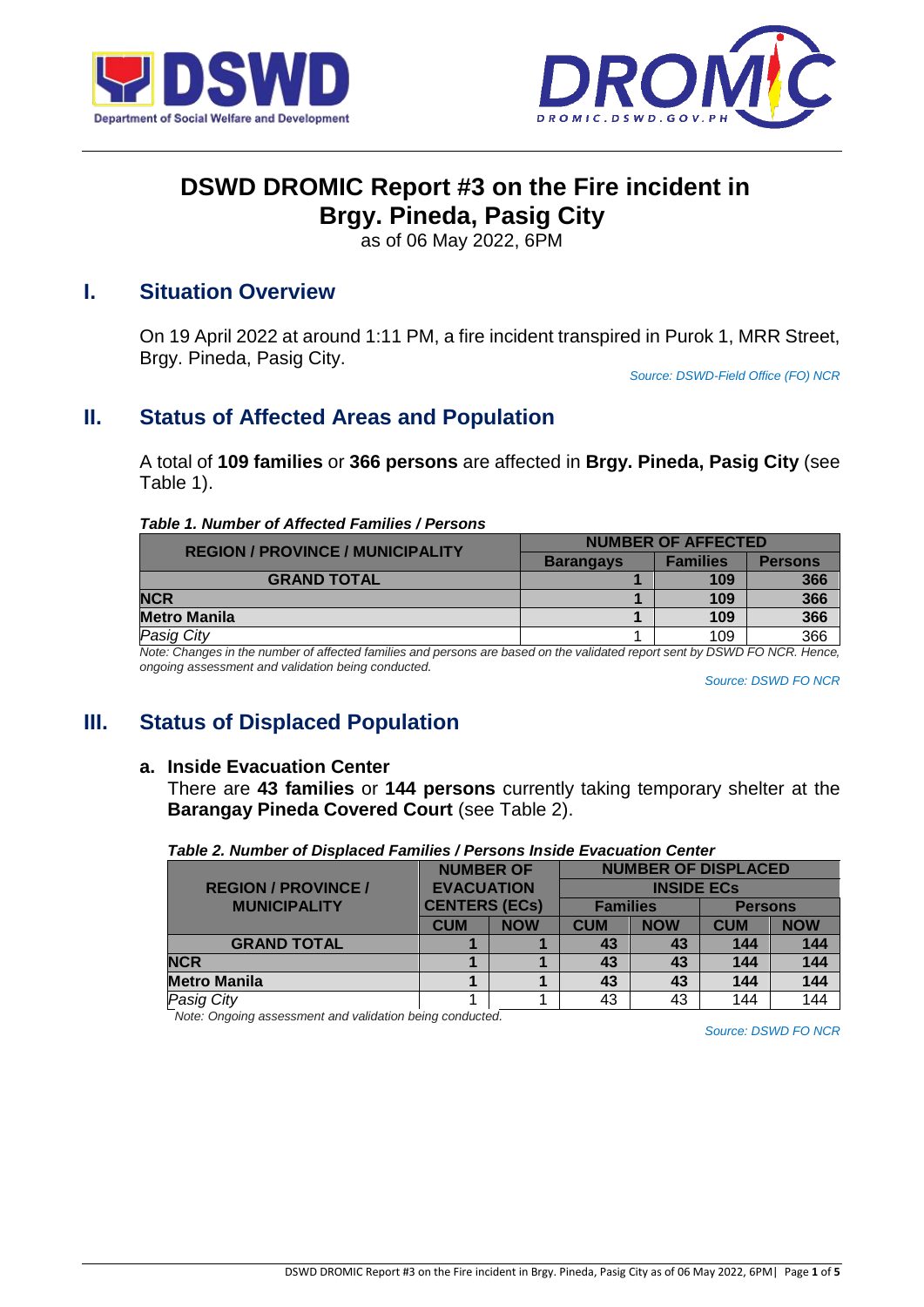# DSWD DROMIC Report #3 on the Fire incident in Brgy. Pineda, Pasig City

as of 06 May 2022, 6PM

## I. Situation Overview

On 19 April 2022 at around 1:11 PM, a fire incident transpired in Purok 1, MRR Street, Brgy. Pineda, Pasig City.

*Source: DSWD-Field Office (FO) NCR*

## II. Status of Affected Areas and Population

A total of **109 families** or **366 persons** are affected in **Brgy. Pineda, Pasig City** (see Table 1).

***Table 1. Number of Affected Families / Persons***

| REGION / PROVINCE / MUNICIPALITY | NUMBER OF AFFECTED | | |
|---|---|---|---|
| | Barangays | Families | Persons |
| **GRAND TOTAL** | **1** | **109** | **366** |
| **NCR** | **1** | **109** | **366** |
| **Metro Manila** | **1** | **109** | **366** |
| *Pasig City* | 1 | 109 | 366 |

*Note: Changes in the number of affected families and persons are based on the validated report sent by DSWD FO NCR. Hence, ongoing assessment and validation being conducted.*

*Source: DSWD FO NCR*

## III. Status of Displaced Population

### a. Inside Evacuation Center

There are **43 families** or **144 persons** currently taking temporary shelter at the **Barangay Pineda Covered Court** (see Table 2).

***Table 2. Number of Displaced Families / Persons Inside Evacuation Center***

| REGION / PROVINCE / MUNICIPALITY | NUMBER OF EVACUATION CENTERS (ECs) | | NUMBER OF DISPLACED INSIDE ECs | | | |
|---|---|---|---|---|---|---|
| | | | Families | | Persons | |
| | CUM | NOW | CUM | NOW | CUM | NOW |
| **GRAND TOTAL** | **1** | **1** | **43** | **43** | **144** | **144** |
| **NCR** | **1** | **1** | **43** | **43** | **144** | **144** |
| **Metro Manila** | **1** | **1** | **43** | **43** | **144** | **144** |
| *Pasig City* | 1 | 1 | 43 | 43 | 144 | 144 |

*Note: Ongoing assessment and validation being conducted.*

*Source: DSWD FO NCR*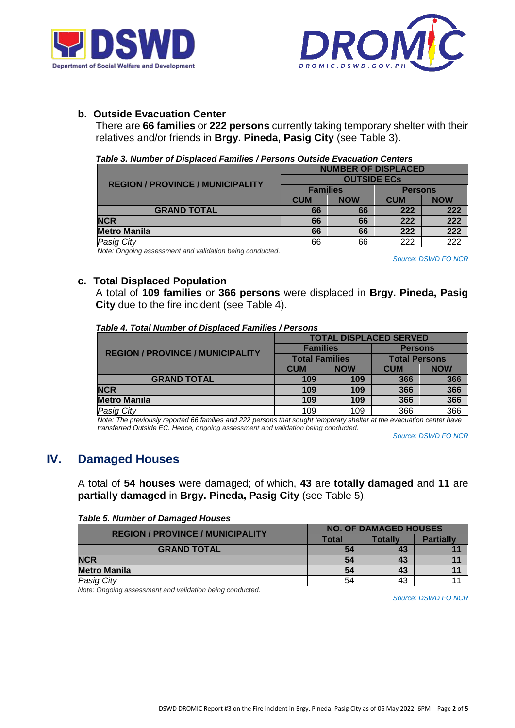### b. Outside Evacuation Center

There are **66 families** or **222 persons** currently taking temporary shelter with their relatives and/or friends in **Brgy. Pineda, Pasig City** (see Table 3).

***Table 3. Number of Displaced Families / Persons Outside Evacuation Centers***

| REGION / PROVINCE / MUNICIPALITY | NUMBER OF DISPLACED OUTSIDE ECs | | | |
|---|---|---|---|---|
| | Families | | Persons | |
| | CUM | NOW | CUM | NOW |
| **GRAND TOTAL** | **66** | **66** | **222** | **222** |
| **NCR** | **66** | **66** | **222** | **222** |
| **Metro Manila** | **66** | **66** | **222** | **222** |
| *Pasig City* | 66 | 66 | 222 | 222 |

*Note: Ongoing assessment and validation being conducted.*

*Source: DSWD FO NCR*

### c. Total Displaced Population

A total of **109 families** or **366 persons** were displaced in **Brgy. Pineda, Pasig City** due to the fire incident (see Table 4).

***Table 4. Total Number of Displaced Families / Persons***

| REGION / PROVINCE / MUNICIPALITY | TOTAL DISPLACED SERVED | | | |
|---|---|---|---|---|
| | Families | | Persons | |
| | Total Families | | Total Persons | |
| | CUM | NOW | CUM | NOW |
| **GRAND TOTAL** | **109** | **109** | **366** | **366** |
| **NCR** | **109** | **109** | **366** | **366** |
| **Metro Manila** | **109** | **109** | **366** | **366** |
| *Pasig City* | 109 | 109 | 366 | 366 |

*Note: The previously reported 66 families and 222 persons that sought temporary shelter at the evacuation center have transferred Outside EC. Hence, ongoing assessment and validation being conducted.*

*Source: DSWD FO NCR*

## IV. Damaged Houses

A total of **54 houses** were damaged; of which, **43** are **totally damaged** and **11** are **partially damaged** in **Brgy. Pineda, Pasig City** (see Table 5).

***Table 5. Number of Damaged Houses***

| REGION / PROVINCE / MUNICIPALITY | NO. OF DAMAGED HOUSES | | |
|---|---|---|---|
| | Total | Totally | Partially |
| **GRAND TOTAL** | **54** | **43** | **11** |
| **NCR** | **54** | **43** | **11** |
| **Metro Manila** | **54** | **43** | **11** |
| *Pasig City* | 54 | 43 | 11 |

*Note: Ongoing assessment and validation being conducted.*

*Source: DSWD FO NCR*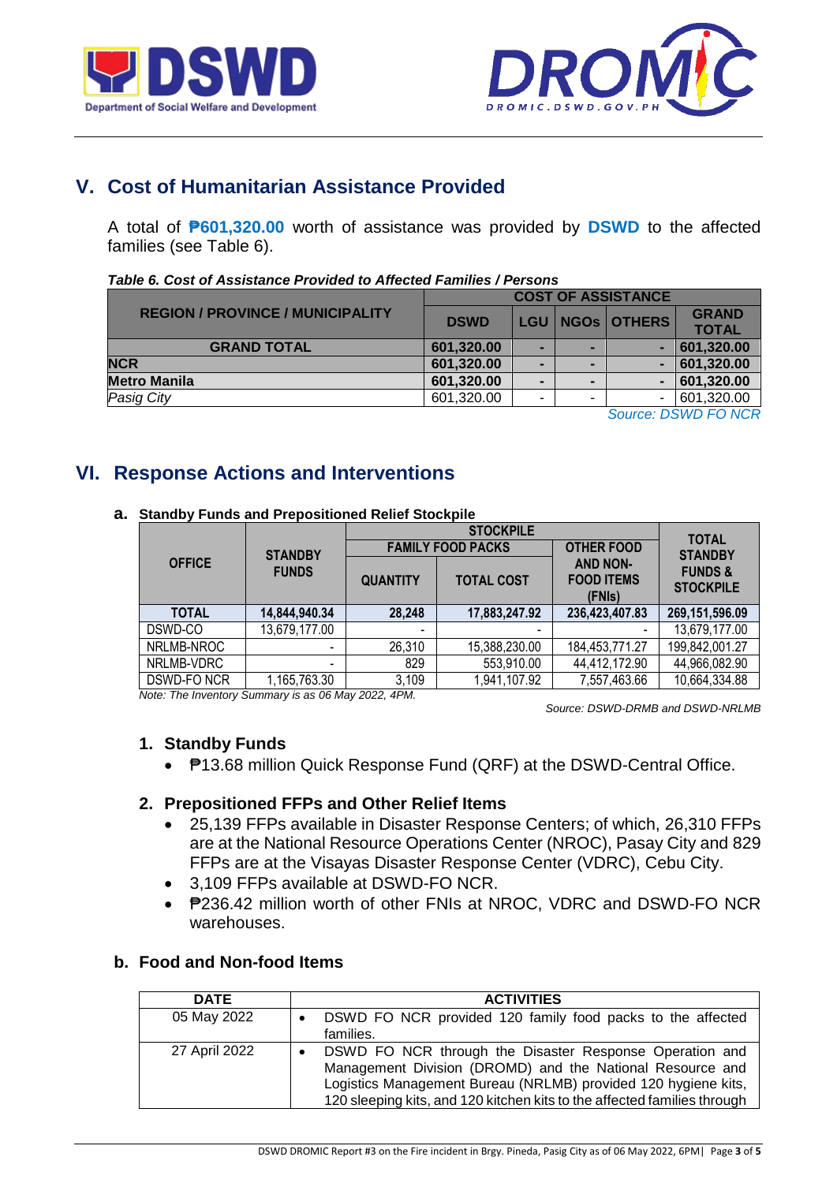## V. Cost of Humanitarian Assistance Provided

A total of **₱601,320.00** worth of assistance was provided by **DSWD** to the affected families (see Table 6).

***Table 6. Cost of Assistance Provided to Affected Families / Persons***

| REGION / PROVINCE / MUNICIPALITY | COST OF ASSISTANCE | | | | |
|---|---|---|---|---|---|
| | DSWD | LGU | NGOs | OTHERS | GRAND TOTAL |
| **GRAND TOTAL** | **601,320.00** | **-** | **-** | **-** | **601,320.00** |
| **NCR** | **601,320.00** | **-** | **-** | **-** | **601,320.00** |
| **Metro Manila** | **601,320.00** | **-** | **-** | **-** | **601,320.00** |
| *Pasig City* | 601,320.00 | - | - | - | 601,320.00 |

*Source: DSWD FO NCR*

## VI. Response Actions and Interventions

### a. Standby Funds and Prepositioned Relief Stockpile

| OFFICE | STANDBY FUNDS | STOCKPILE | | | TOTAL STANDBY FUNDS & STOCKPILE |
|---|---|---|---|---|---|
| | | FAMILY FOOD PACKS | | OTHER FOOD AND NON-FOOD ITEMS (FNIs) | |
| | | QUANTITY | TOTAL COST | | |
| **TOTAL** | **14,844,940.34** | **28,248** | **17,883,247.92** | **236,423,407.83** | **269,151,596.09** |
| DSWD-CO | 13,679,177.00 | - | - | - | 13,679,177.00 |
| NRLMB-NROC | - | 26,310 | 15,388,230.00 | 184,453,771.27 | 199,842,001.27 |
| NRLMB-VDRC | - | 829 | 553,910.00 | 44,412,172.90 | 44,966,082.90 |
| DSWD-FO NCR | 1,165,763.30 | 3,109 | 1,941,107.92 | 7,557,463.66 | 10,664,334.88 |

*Note: The Inventory Summary is as 06 May 2022, 4PM.*

*Source: DSWD-DRMB and DSWD-NRLMB*

#### 1. Standby Funds

- ₱13.68 million Quick Response Fund (QRF) at the DSWD-Central Office.

#### 2. Prepositioned FFPs and Other Relief Items

- 25,139 FFPs available in Disaster Response Centers; of which, 26,310 FFPs are at the National Resource Operations Center (NROC), Pasay City and 829 FFPs are at the Visayas Disaster Response Center (VDRC), Cebu City.
- 3,109 FFPs available at DSWD-FO NCR.
- ₱236.42 million worth of other FNIs at NROC, VDRC and DSWD-FO NCR warehouses.

### b. Food and Non-food Items

| DATE | ACTIVITIES |
|---|---|
| 05 May 2022 | • DSWD FO NCR provided 120 family food packs to the affected families. |
| 27 April 2022 | • DSWD FO NCR through the Disaster Response Operation and Management Division (DROMD) and the National Resource and Logistics Management Bureau (NRLMB) provided 120 hygiene kits, 120 sleeping kits, and 120 kitchen kits to the affected families through |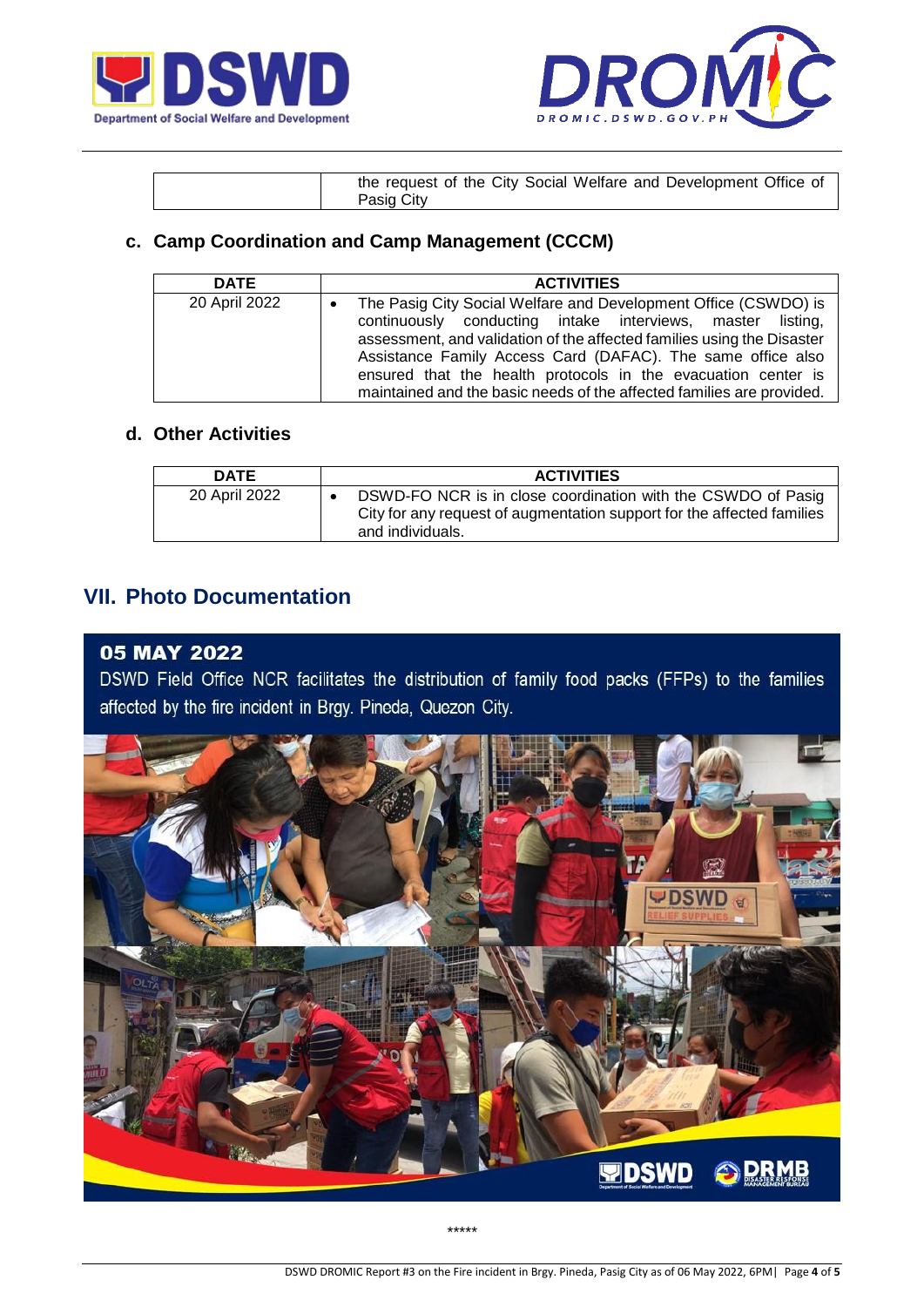| | the request of the City Social Welfare and Development Office of Pasig City |
|---|---|

### c. Camp Coordination and Camp Management (CCCM)

| DATE | ACTIVITIES |
|---|---|
| 20 April 2022 | • The Pasig City Social Welfare and Development Office (CSWDO) is continuously conducting intake interviews, master listing, assessment, and validation of the affected families using the Disaster Assistance Family Access Card (DAFAC). The same office also ensured that the health protocols in the evacuation center is maintained and the basic needs of the affected families are provided. |

### d. Other Activities

| DATE | ACTIVITIES |
|---|---|
| 20 April 2022 | • DSWD-FO NCR is in close coordination with the CSWDO of Pasig City for any request of augmentation support for the affected families and individuals. |

## VII. Photo Documentation

**05 MAY 2022**

DSWD Field Office NCR facilitates the distribution of family food packs (FFPs) to the families affected by the fire incident in Brgy. Pineda, Quezon City.

*****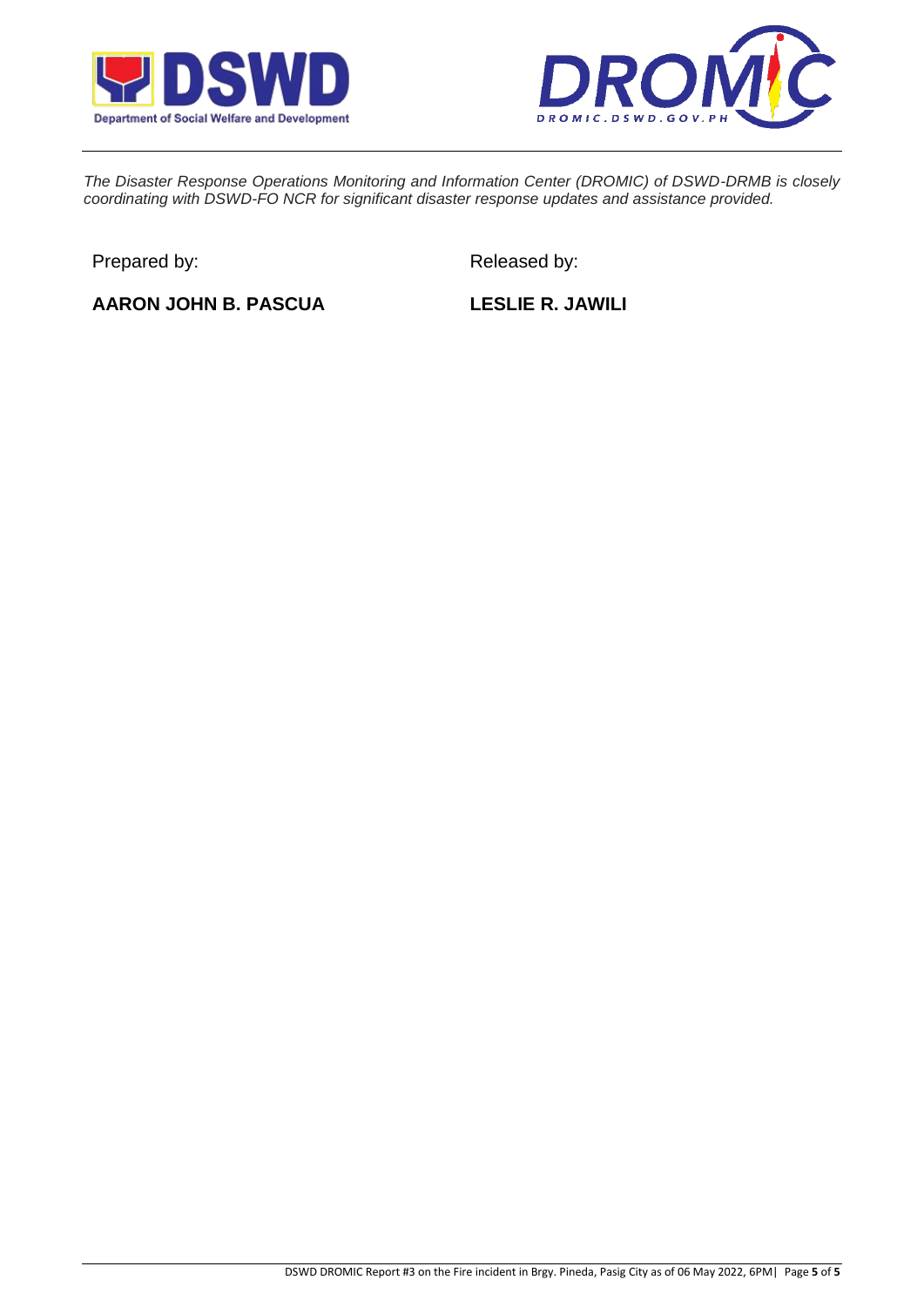*The Disaster Response Operations Monitoring and Information Center (DROMIC) of DSWD-DRMB is closely coordinating with DSWD-FO NCR for significant disaster response updates and assistance provided.*

Prepared by:

**AARON JOHN B. PASCUA**

Released by:

**LESLIE R. JAWILI**